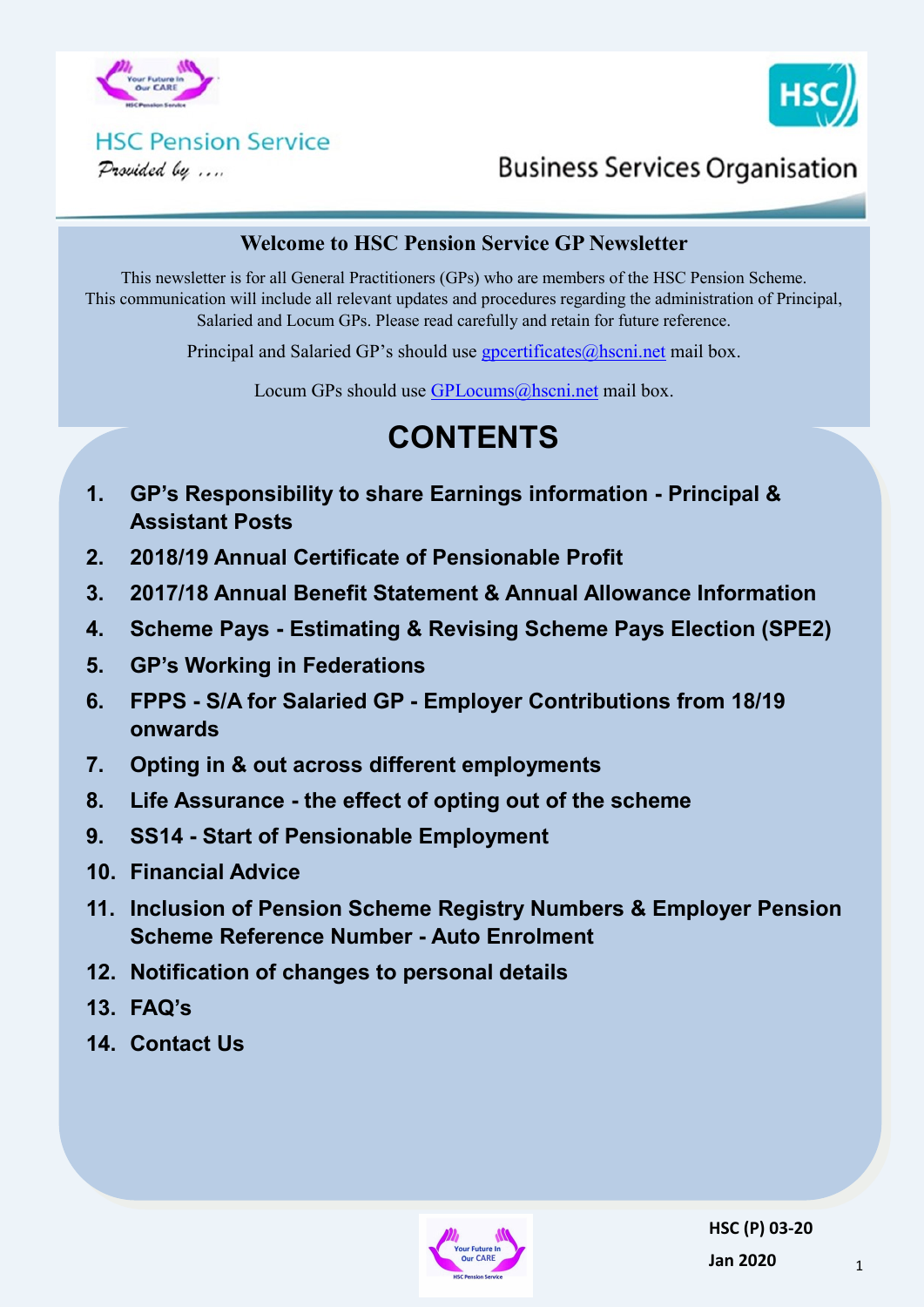HSC Pension Service

*Provided by ....*

Business Services Organisation

## Welcome to HSC Pension Service GP Newsletter

This newsletter is for all General Practitioners (GPs) who are members of the HSC Pension Scheme. This communication will include all relevant updates and procedures regarding the administration of Principal, Salaried and Locum GPs. Please read carefully and retain for future reference.

Principal and Salaried GP's should use gpcertificates@hscni.net mail box.

Locum GPs should use GPLocums@hscni.net mail box.

# CONTENTS

1. **GP's Responsibility to share Earnings information - Principal & Assistant Posts**
2. **2018/19 Annual Certificate of Pensionable Profit**
3. **2017/18 Annual Benefit Statement & Annual Allowance Information**
4. **Scheme Pays - Estimating & Revising Scheme Pays Election (SPE2)**
5. **GP's Working in Federations**
6. **FPPS - S/A for Salaried GP - Employer Contributions from 18/19 onwards**
7. **Opting in & out across different employments**
8. **Life Assurance - the effect of opting out of the scheme**
9. **SS14 - Start of Pensionable Employment**
10. **Financial Advice**
11. **Inclusion of Pension Scheme Registry Numbers & Employer Pension Scheme Reference Number - Auto Enrolment**
12. **Notification of changes to personal details**
13. **FAQ's**
14. **Contact Us**

HSC (P) 03-20

Jan 2020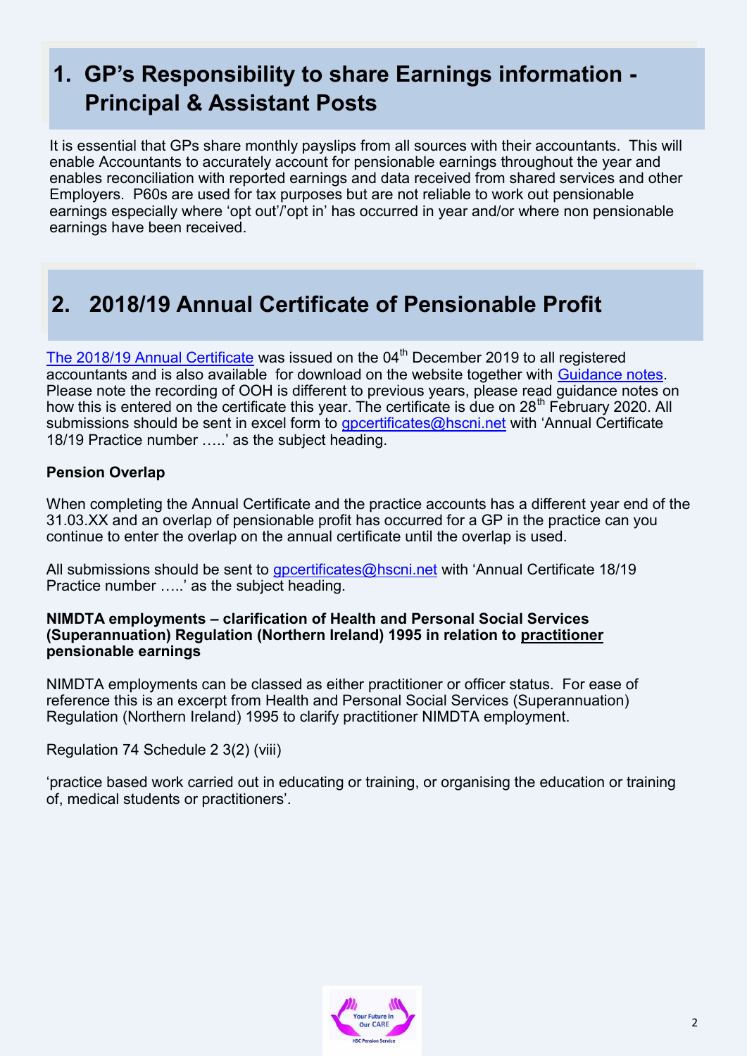## 1. GP's Responsibility to share Earnings information - Principal & Assistant Posts

It is essential that GPs share monthly payslips from all sources with their accountants. This will enable Accountants to accurately account for pensionable earnings throughout the year and enables reconciliation with reported earnings and data received from shared services and other Employers. P60s are used for tax purposes but are not reliable to work out pensionable earnings especially where 'opt out'/'opt in' has occurred in year and/or where non pensionable earnings have been received.

## 2. 2018/19 Annual Certificate of Pensionable Profit

The 2018/19 Annual Certificate was issued on the 04th December 2019 to all registered accountants and is also available for download on the website together with Guidance notes. Please note the recording of OOH is different to previous years, please read guidance notes on how this is entered on the certificate this year. The certificate is due on 28th February 2020. All submissions should be sent in excel form to gpcertificates@hscni.net with 'Annual Certificate 18/19 Practice number …..' as the subject heading.

**Pension Overlap**

When completing the Annual Certificate and the practice accounts has a different year end of the 31.03.XX and an overlap of pensionable profit has occurred for a GP in the practice can you continue to enter the overlap on the annual certificate until the overlap is used.

All submissions should be sent to gpcertificates@hscni.net with 'Annual Certificate 18/19 Practice number …..' as the subject heading.

**NIMDTA employments – clarification of Health and Personal Social Services (Superannuation) Regulation (Northern Ireland) 1995 in relation to practitioner pensionable earnings**

NIMDTA employments can be classed as either practitioner or officer status. For ease of reference this is an excerpt from Health and Personal Social Services (Superannuation) Regulation (Northern Ireland) 1995 to clarify practitioner NIMDTA employment.

Regulation 74 Schedule 2 3(2) (viii)

'practice based work carried out in educating or training, or organising the education or training of, medical students or practitioners'.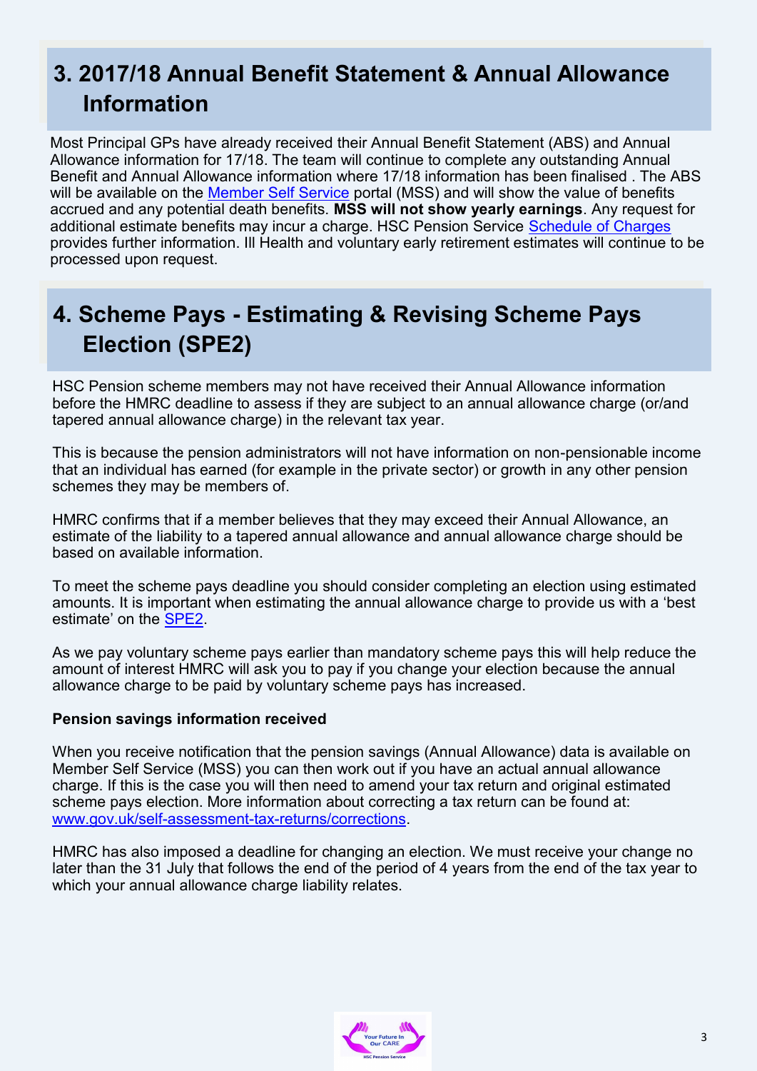## 3. 2017/18 Annual Benefit Statement & Annual Allowance Information

Most Principal GPs have already received their Annual Benefit Statement (ABS) and Annual Allowance information for 17/18. The team will continue to complete any outstanding Annual Benefit and Annual Allowance information where 17/18 information has been finalised . The ABS will be available on the Member Self Service portal (MSS) and will show the value of benefits accrued and any potential death benefits. **MSS will not show yearly earnings**. Any request for additional estimate benefits may incur a charge. HSC Pension Service Schedule of Charges provides further information. Ill Health and voluntary early retirement estimates will continue to be processed upon request.

## 4. Scheme Pays - Estimating & Revising Scheme Pays Election (SPE2)

HSC Pension scheme members may not have received their Annual Allowance information before the HMRC deadline to assess if they are subject to an annual allowance charge (or/and tapered annual allowance charge) in the relevant tax year.

This is because the pension administrators will not have information on non-pensionable income that an individual has earned (for example in the private sector) or growth in any other pension schemes they may be members of.

HMRC confirms that if a member believes that they may exceed their Annual Allowance, an estimate of the liability to a tapered annual allowance and annual allowance charge should be based on available information.

To meet the scheme pays deadline you should consider completing an election using estimated amounts. It is important when estimating the annual allowance charge to provide us with a 'best estimate' on the SPE2.

As we pay voluntary scheme pays earlier than mandatory scheme pays this will help reduce the amount of interest HMRC will ask you to pay if you change your election because the annual allowance charge to be paid by voluntary scheme pays has increased.

**Pension savings information received**

When you receive notification that the pension savings (Annual Allowance) data is available on Member Self Service (MSS) you can then work out if you have an actual annual allowance charge. If this is the case you will then need to amend your tax return and original estimated scheme pays election. More information about correcting a tax return can be found at: www.gov.uk/self-assessment-tax-returns/corrections.

HMRC has also imposed a deadline for changing an election. We must receive your change no later than the 31 July that follows the end of the period of 4 years from the end of the tax year to which your annual allowance charge liability relates.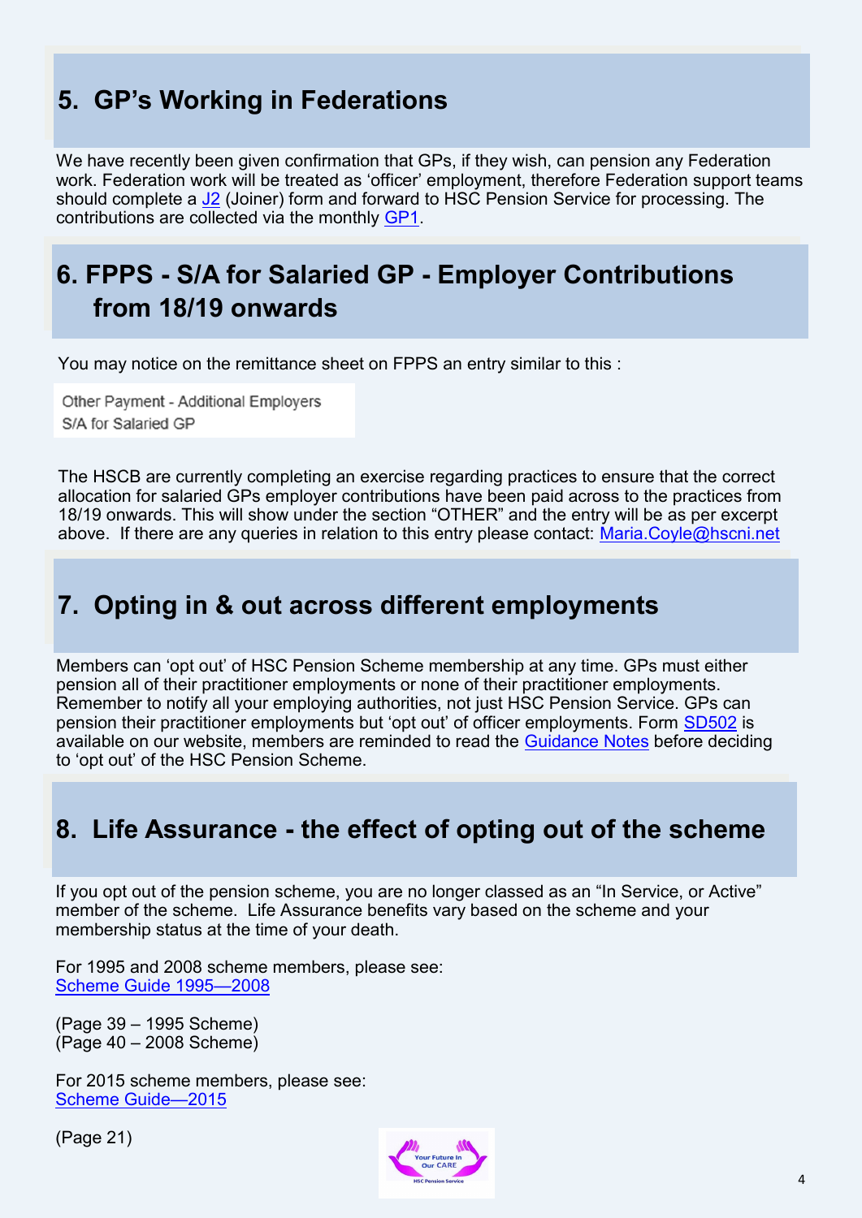## 5. GP's Working in Federations

We have recently been given confirmation that GPs, if they wish, can pension any Federation work. Federation work will be treated as 'officer' employment, therefore Federation support teams should complete a J2 (Joiner) form and forward to HSC Pension Service for processing. The contributions are collected via the monthly GP1.

## 6. FPPS - S/A for Salaried GP - Employer Contributions from 18/19 onwards

You may notice on the remittance sheet on FPPS an entry similar to this :

Other Payment - Additional Employers
S/A for Salaried GP

The HSCB are currently completing an exercise regarding practices to ensure that the correct allocation for salaried GPs employer contributions have been paid across to the practices from 18/19 onwards. This will show under the section "OTHER" and the entry will be as per excerpt above. If there are any queries in relation to this entry please contact: Maria.Coyle@hscni.net

## 7. Opting in & out across different employments

Members can 'opt out' of HSC Pension Scheme membership at any time. GPs must either pension all of their practitioner employments or none of their practitioner employments. Remember to notify all your employing authorities, not just HSC Pension Service. GPs can pension their practitioner employments but 'opt out' of officer employments. Form SD502 is available on our website, members are reminded to read the Guidance Notes before deciding to 'opt out' of the HSC Pension Scheme.

## 8. Life Assurance - the effect of opting out of the scheme

If you opt out of the pension scheme, you are no longer classed as an "In Service, or Active" member of the scheme. Life Assurance benefits vary based on the scheme and your membership status at the time of your death.

For 1995 and 2008 scheme members, please see:
Scheme Guide 1995—2008

(Page 39 – 1995 Scheme)
(Page 40 – 2008 Scheme)

For 2015 scheme members, please see:
Scheme Guide—2015

(Page 21)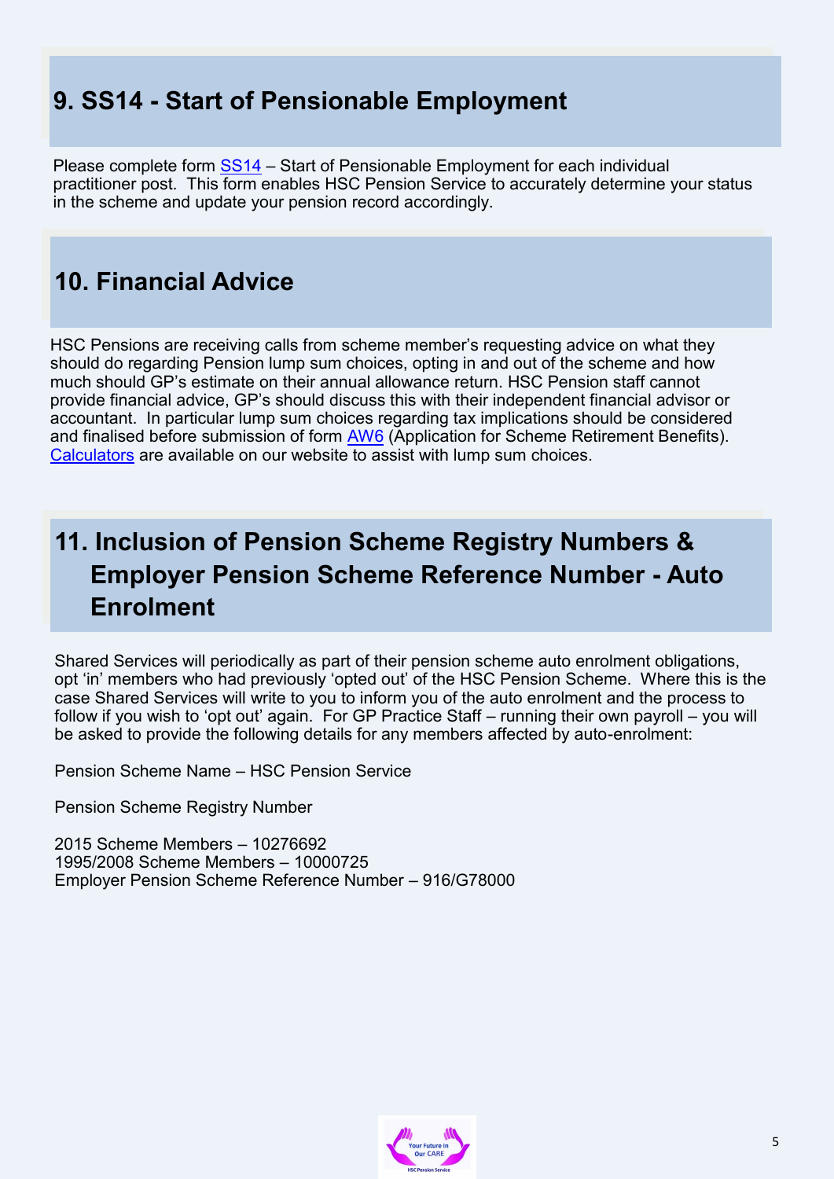## 9. SS14 - Start of Pensionable Employment

Please complete form SS14 – Start of Pensionable Employment for each individual practitioner post. This form enables HSC Pension Service to accurately determine your status in the scheme and update your pension record accordingly.

## 10. Financial Advice

HSC Pensions are receiving calls from scheme member's requesting advice on what they should do regarding Pension lump sum choices, opting in and out of the scheme and how much should GP's estimate on their annual allowance return. HSC Pension staff cannot provide financial advice, GP's should discuss this with their independent financial advisor or accountant. In particular lump sum choices regarding tax implications should be considered and finalised before submission of form AW6 (Application for Scheme Retirement Benefits). Calculators are available on our website to assist with lump sum choices.

## 11. Inclusion of Pension Scheme Registry Numbers & Employer Pension Scheme Reference Number - Auto Enrolment

Shared Services will periodically as part of their pension scheme auto enrolment obligations, opt 'in' members who had previously 'opted out' of the HSC Pension Scheme. Where this is the case Shared Services will write to you to inform you of the auto enrolment and the process to follow if you wish to 'opt out' again. For GP Practice Staff – running their own payroll – you will be asked to provide the following details for any members affected by auto-enrolment:

Pension Scheme Name – HSC Pension Service

Pension Scheme Registry Number

2015 Scheme Members – 10276692
1995/2008 Scheme Members – 10000725
Employer Pension Scheme Reference Number – 916/G78000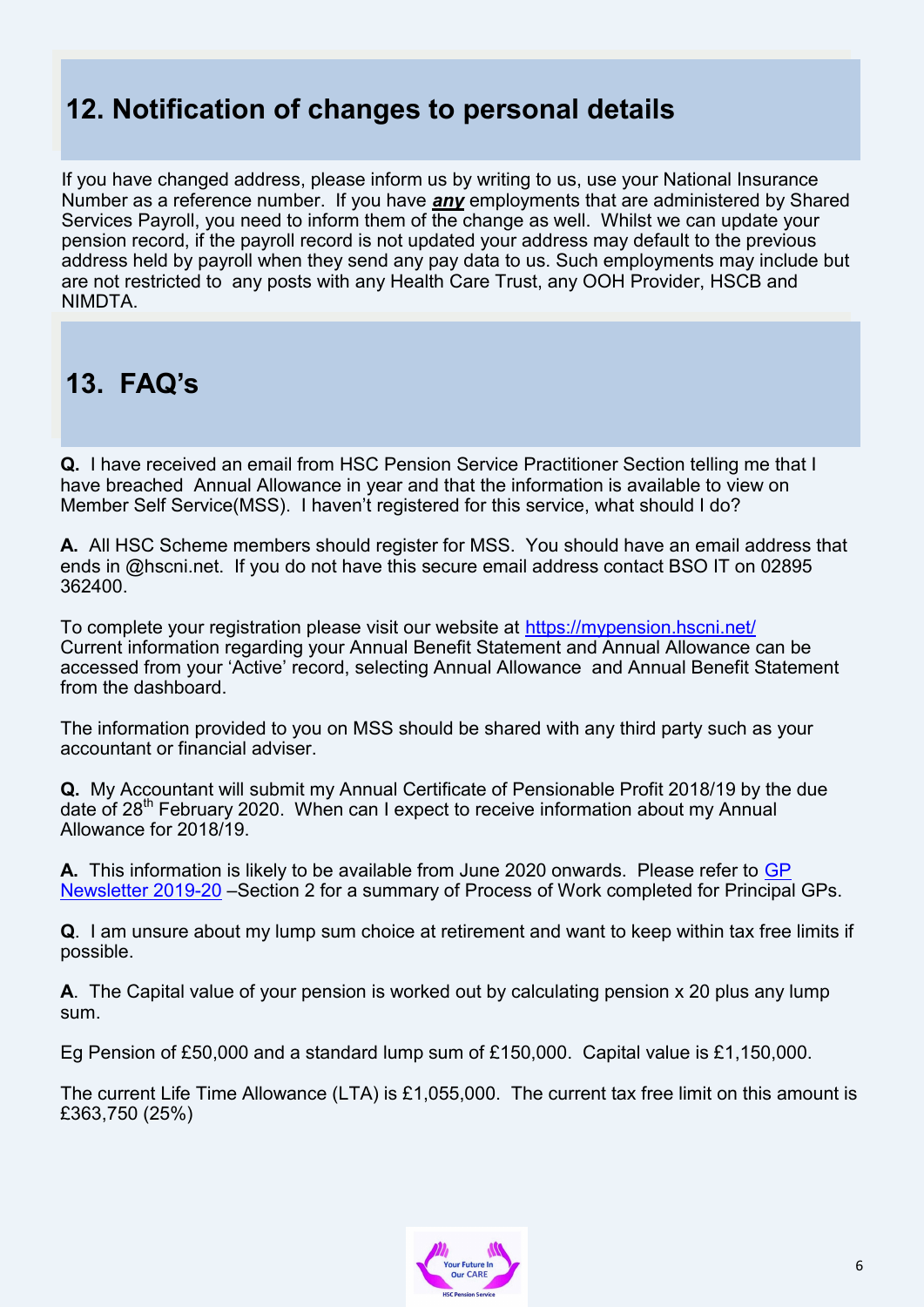## 12. Notification of changes to personal details

If you have changed address, please inform us by writing to us, use your National Insurance Number as a reference number. If you have ***any*** employments that are administered by Shared Services Payroll, you need to inform them of the change as well. Whilst we can update your pension record, if the payroll record is not updated your address may default to the previous address held by payroll when they send any pay data to us. Such employments may include but are not restricted to any posts with any Health Care Trust, any OOH Provider, HSCB and NIMDTA.

## 13. FAQ's

**Q.** I have received an email from HSC Pension Service Practitioner Section telling me that I have breached Annual Allowance in year and that the information is available to view on Member Self Service(MSS). I haven't registered for this service, what should I do?

**A.** All HSC Scheme members should register for MSS. You should have an email address that ends in @hscni.net. If you do not have this secure email address contact BSO IT on 02895 362400.

To complete your registration please visit our website at [https://mypension.hscni.net/](https://mypension.hscni.net/)
Current information regarding your Annual Benefit Statement and Annual Allowance can be accessed from your 'Active' record, selecting Annual Allowance and Annual Benefit Statement from the dashboard.

The information provided to you on MSS should be shared with any third party such as your accountant or financial adviser.

**Q.** My Accountant will submit my Annual Certificate of Pensionable Profit 2018/19 by the due date of 28th February 2020. When can I expect to receive information about my Annual Allowance for 2018/19.

**A.** This information is likely to be available from June 2020 onwards. Please refer to GP Newsletter 2019-20 –Section 2 for a summary of Process of Work completed for Principal GPs.

**Q**. I am unsure about my lump sum choice at retirement and want to keep within tax free limits if possible.

**A**. The Capital value of your pension is worked out by calculating pension x 20 plus any lump sum.

Eg Pension of £50,000 and a standard lump sum of £150,000. Capital value is £1,150,000.

The current Life Time Allowance (LTA) is £1,055,000. The current tax free limit on this amount is £363,750 (25%)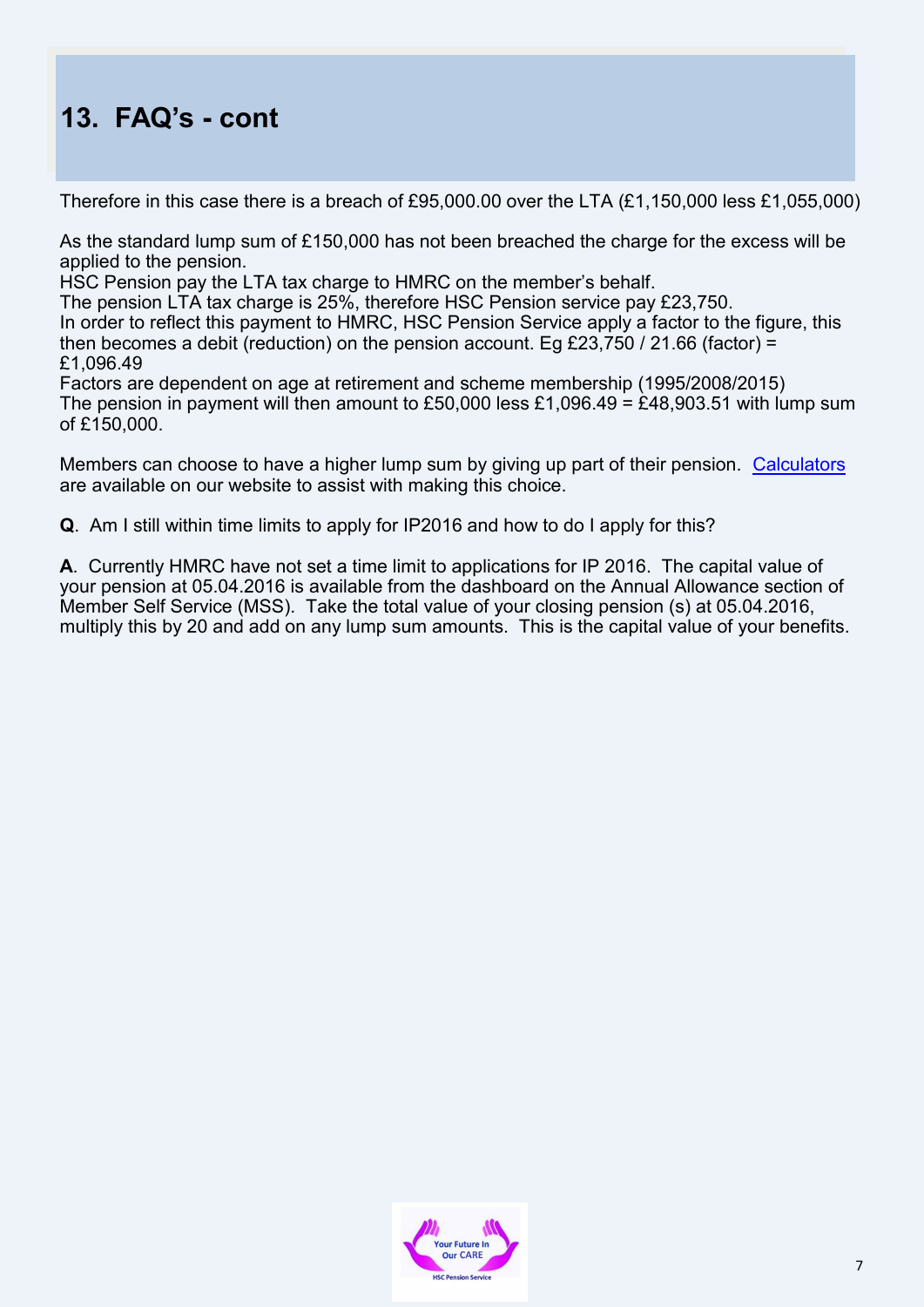## 13. FAQ's - cont

Therefore in this case there is a breach of £95,000.00 over the LTA (£1,150,000 less £1,055,000)

As the standard lump sum of £150,000 has not been breached the charge for the excess will be applied to the pension.
HSC Pension pay the LTA tax charge to HMRC on the member's behalf.
The pension LTA tax charge is 25%, therefore HSC Pension service pay £23,750.
In order to reflect this payment to HMRC, HSC Pension Service apply a factor to the figure, this then becomes a debit (reduction) on the pension account. Eg £23,750 / 21.66 (factor) = £1,096.49
Factors are dependent on age at retirement and scheme membership (1995/2008/2015)
The pension in payment will then amount to £50,000 less £1,096.49 = £48,903.51 with lump sum of £150,000.

Members can choose to have a higher lump sum by giving up part of their pension. Calculators are available on our website to assist with making this choice.

**Q**. Am I still within time limits to apply for IP2016 and how to do I apply for this?

**A**. Currently HMRC have not set a time limit to applications for IP 2016. The capital value of your pension at 05.04.2016 is available from the dashboard on the Annual Allowance section of Member Self Service (MSS). Take the total value of your closing pension (s) at 05.04.2016, multiply this by 20 and add on any lump sum amounts. This is the capital value of your benefits.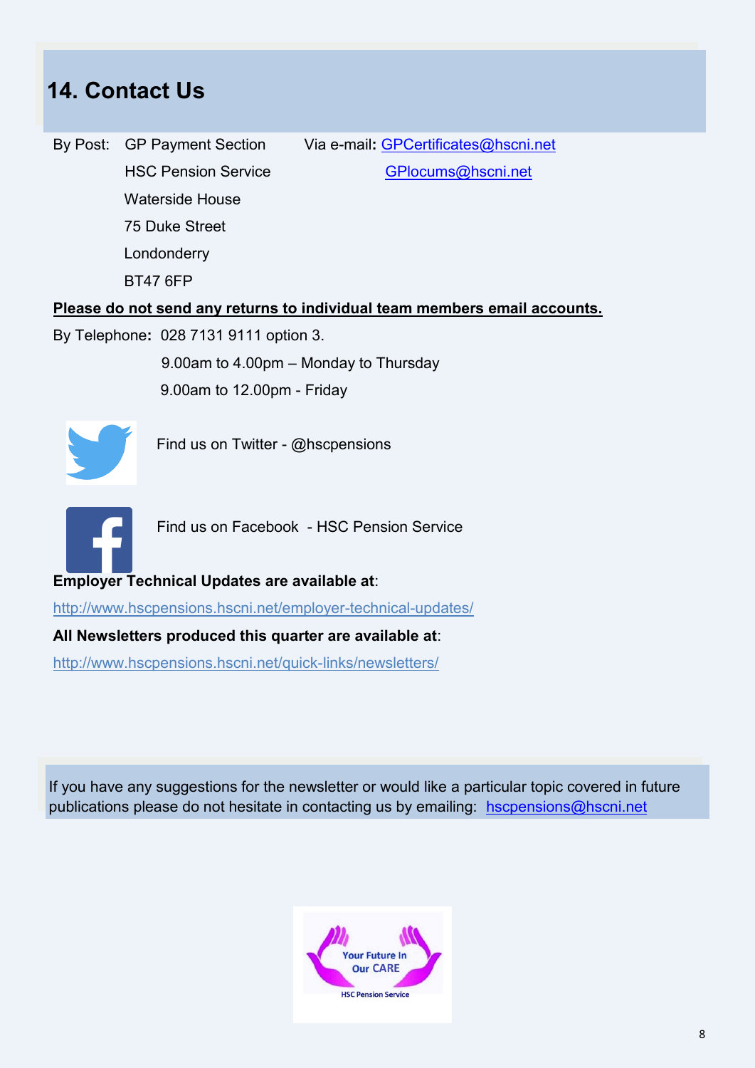## 14. Contact Us

By Post: GP Payment Section
HSC Pension Service
Waterside House
75 Duke Street
Londonderry
BT47 6FP

Via e-mail: GPCertificates@hscni.net
GPlocums@hscni.net

**Please do not send any returns to individual team members email accounts.**

By Telephone**:** 028 7131 9111 option 3.
9.00am to 4.00pm – Monday to Thursday
9.00am to 12.00pm - Friday

Find us on Twitter - @hscpensions

Find us on Facebook - HSC Pension Service

**Employer Technical Updates are available at**:

http://www.hscpensions.hscni.net/employer-technical-updates/

**All Newsletters produced this quarter are available at**:

http://www.hscpensions.hscni.net/quick-links/newsletters/

If you have any suggestions for the newsletter or would like a particular topic covered in future publications please do not hesitate in contacting us by emailing: hscpensions@hscni.net

Your Future In Our CARE
HSC Pension Service